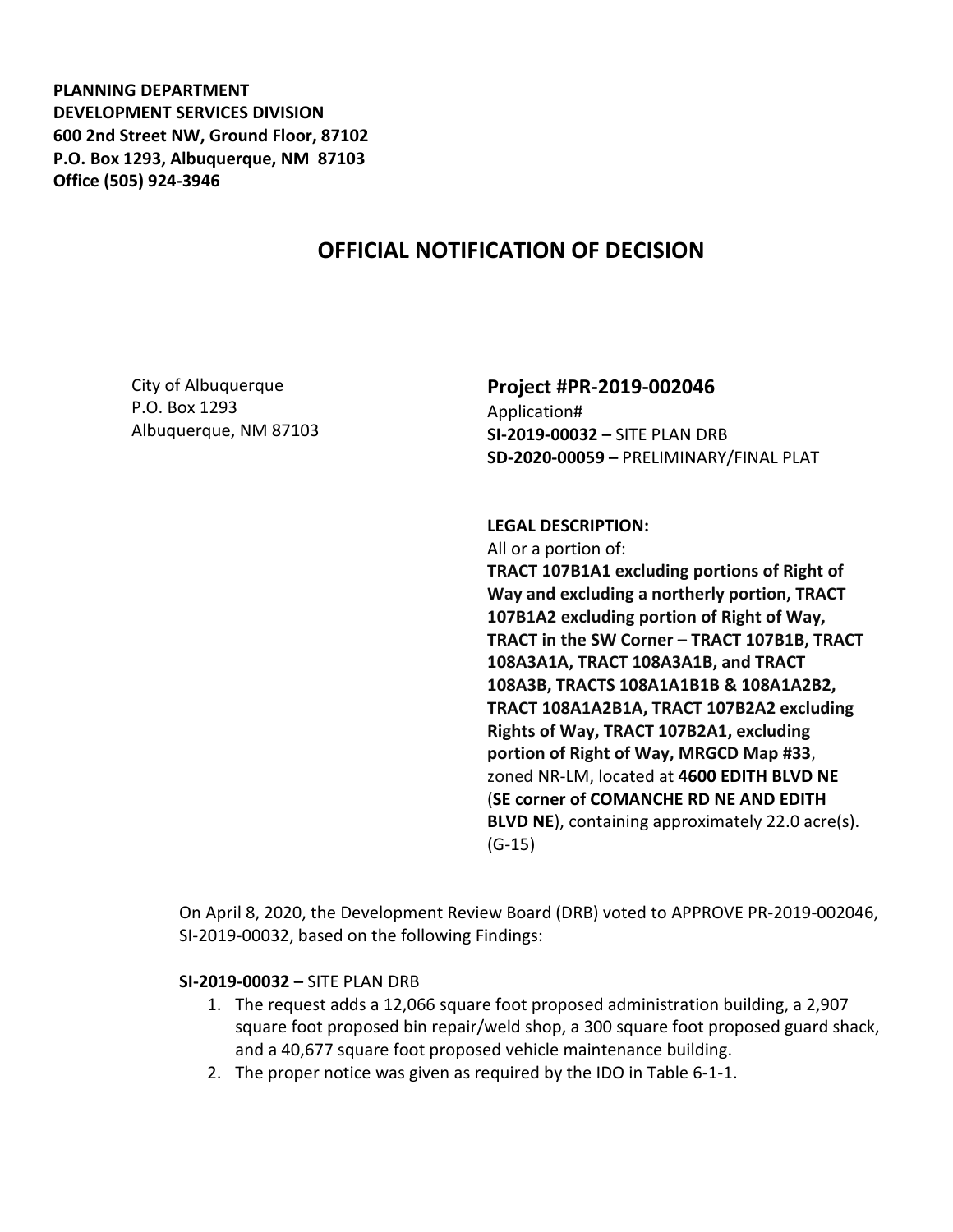**PLANNING DEPARTMENT**
**DEVELOPMENT SERVICES DIVISION**
**600 2nd Street NW, Ground Floor, 87102**
**P.O. Box 1293, Albuquerque, NM 87103**
**Office (505) 924-3946**

# OFFICIAL NOTIFICATION OF DECISION

City of Albuquerque
P.O. Box 1293
Albuquerque, NM 87103

**Project #PR-2019-002046**
Application#
**SI-2019-00032 –** SITE PLAN DRB
**SD-2020-00059 –** PRELIMINARY/FINAL PLAT

**LEGAL DESCRIPTION:**
All or a portion of:
**TRACT 107B1A1 excluding portions of Right of Way and excluding a northerly portion, TRACT 107B1A2 excluding portion of Right of Way, TRACT in the SW Corner – TRACT 107B1B, TRACT 108A3A1A, TRACT 108A3A1B, and TRACT 108A3B, TRACTS 108A1A1B1B & 108A1A2B2, TRACT 108A1A2B1A, TRACT 107B2A2 excluding Rights of Way, TRACT 107B2A1, excluding portion of Right of Way, MRGCD Map #33**, zoned NR-LM, located at **4600 EDITH BLVD NE** (**SE corner of COMANCHE RD NE AND EDITH BLVD NE**), containing approximately 22.0 acre(s). (G-15)

On April 8, 2020, the Development Review Board (DRB) voted to APPROVE PR-2019-002046, SI-2019-00032, based on the following Findings:

**SI-2019-00032 –** SITE PLAN DRB

1. The request adds a 12,066 square foot proposed administration building, a 2,907 square foot proposed bin repair/weld shop, a 300 square foot proposed guard shack, and a 40,677 square foot proposed vehicle maintenance building.
2. The proper notice was given as required by the IDO in Table 6-1-1.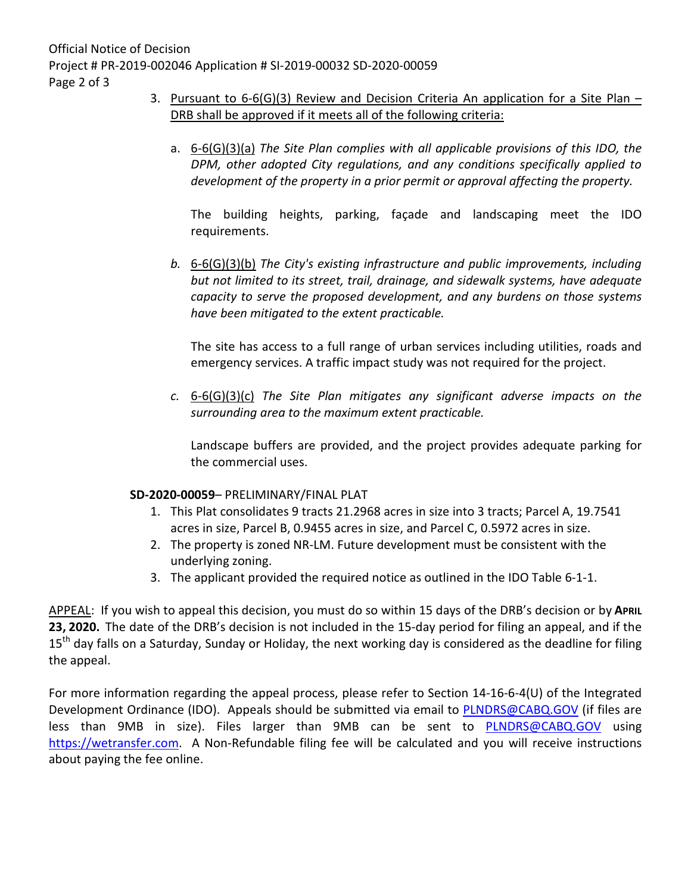3. Pursuant to 6-6(G)(3) Review and Decision Criteria An application for a Site Plan – DRB shall be approved if it meets all of the following criteria:

   a. 6-6(G)(3)(a) *The Site Plan complies with all applicable provisions of this IDO, the DPM, other adopted City regulations, and any conditions specifically applied to development of the property in a prior permit or approval affecting the property.*

      The building heights, parking, façade and landscaping meet the IDO requirements.

   b. 6-6(G)(3)(b) *The City's existing infrastructure and public improvements, including but not limited to its street, trail, drainage, and sidewalk systems, have adequate capacity to serve the proposed development, and any burdens on those systems have been mitigated to the extent practicable.*

      The site has access to a full range of urban services including utilities, roads and emergency services. A traffic impact study was not required for the project.

   c. 6-6(G)(3)(c) *The Site Plan mitigates any significant adverse impacts on the surrounding area to the maximum extent practicable.*

      Landscape buffers are provided, and the project provides adequate parking for the commercial uses.

**SD-2020-00059**– PRELIMINARY/FINAL PLAT

1. This Plat consolidates 9 tracts 21.2968 acres in size into 3 tracts; Parcel A, 19.7541 acres in size, Parcel B, 0.9455 acres in size, and Parcel C, 0.5972 acres in size.
2. The property is zoned NR-LM. Future development must be consistent with the underlying zoning.
3. The applicant provided the required notice as outlined in the IDO Table 6-1-1.

APPEAL: If you wish to appeal this decision, you must do so within 15 days of the DRB's decision or by **APRIL 23, 2020.** The date of the DRB's decision is not included in the 15-day period for filing an appeal, and if the 15th day falls on a Saturday, Sunday or Holiday, the next working day is considered as the deadline for filing the appeal.

For more information regarding the appeal process, please refer to Section 14-16-6-4(U) of the Integrated Development Ordinance (IDO). Appeals should be submitted via email to PLNDRS@CABQ.GOV (if files are less than 9MB in size). Files larger than 9MB can be sent to PLNDRS@CABQ.GOV using https://wetransfer.com. A Non-Refundable filing fee will be calculated and you will receive instructions about paying the fee online.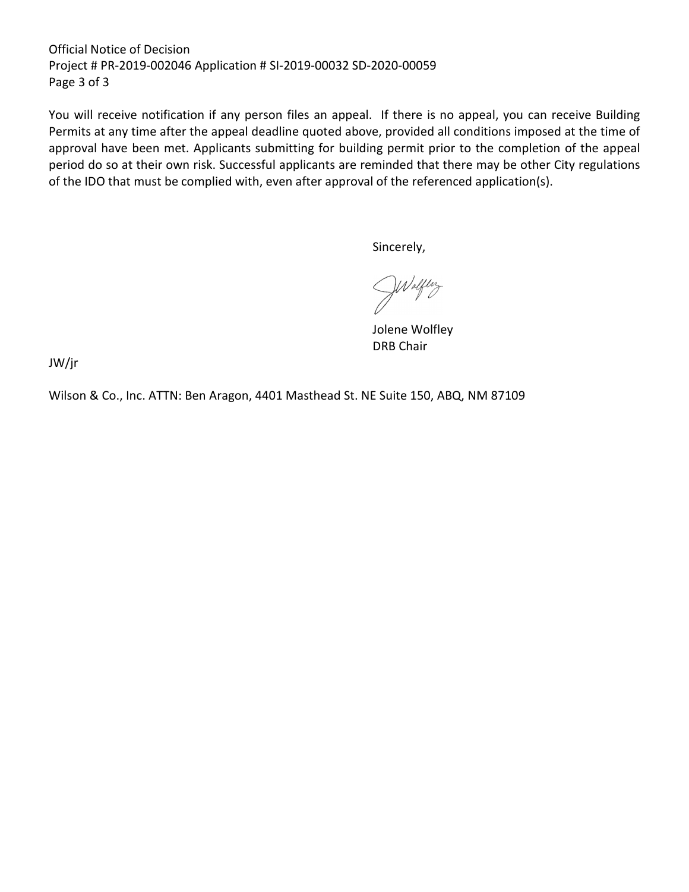You will receive notification if any person files an appeal. If there is no appeal, you can receive Building Permits at any time after the appeal deadline quoted above, provided all conditions imposed at the time of approval have been met. Applicants submitting for building permit prior to the completion of the appeal period do so at their own risk. Successful applicants are reminded that there may be other City regulations of the IDO that must be complied with, even after approval of the referenced application(s).

Sincerely,

Jolene Wolfley
DRB Chair

JW/jr

Wilson & Co., Inc. ATTN: Ben Aragon, 4401 Masthead St. NE Suite 150, ABQ, NM 87109